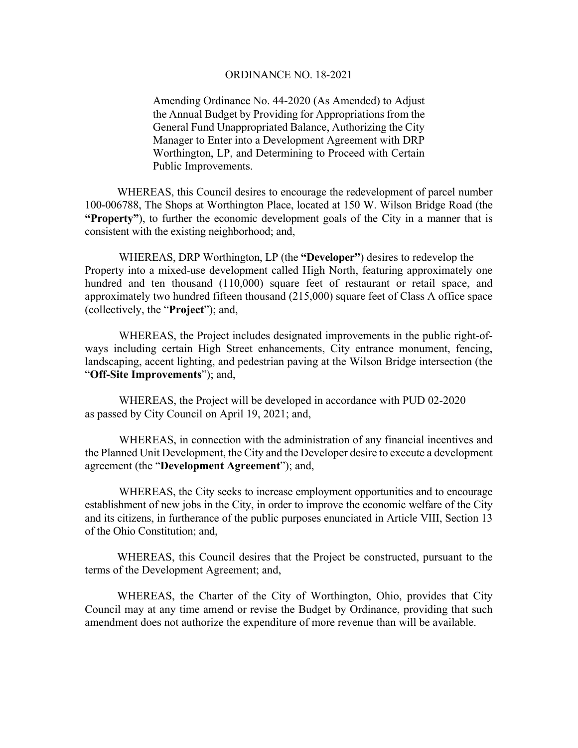# ORDINANCE NO. 18-2021

Amending Ordinance No. 44-2020 (As Amended) to Adjust the Annual Budget by Providing for Appropriations from the General Fund Unappropriated Balance, Authorizing the City Manager to Enter into a Development Agreement with DRP Worthington, LP, and Determining to Proceed with Certain Public Improvements.

WHEREAS, this Council desires to encourage the redevelopment of parcel number 100-006788, The Shops at Worthington Place, located at 150 W. Wilson Bridge Road (the **"Property"**), to further the economic development goals of the City in a manner that is consistent with the existing neighborhood; and,

WHEREAS, DRP Worthington, LP (the **"Developer"**) desires to redevelop the Property into a mixed-use development called High North, featuring approximately one hundred and ten thousand (110,000) square feet of restaurant or retail space, and approximately two hundred fifteen thousand (215,000) square feet of Class A office space (collectively, the "**Project**"); and,

WHEREAS, the Project includes designated improvements in the public right-of-ways including certain High Street enhancements, City entrance monument, fencing, landscaping, accent lighting, and pedestrian paving at the Wilson Bridge intersection (the "**Off-Site Improvements**"); and,

WHEREAS, the Project will be developed in accordance with PUD 02-2020 as passed by City Council on April 19, 2021; and,

WHEREAS, in connection with the administration of any financial incentives and the Planned Unit Development, the City and the Developer desire to execute a development agreement (the "**Development Agreement**"); and,

WHEREAS, the City seeks to increase employment opportunities and to encourage establishment of new jobs in the City, in order to improve the economic welfare of the City and its citizens, in furtherance of the public purposes enunciated in Article VIII, Section 13 of the Ohio Constitution; and,

WHEREAS, this Council desires that the Project be constructed, pursuant to the terms of the Development Agreement; and,

WHEREAS, the Charter of the City of Worthington, Ohio, provides that City Council may at any time amend or revise the Budget by Ordinance, providing that such amendment does not authorize the expenditure of more revenue than will be available.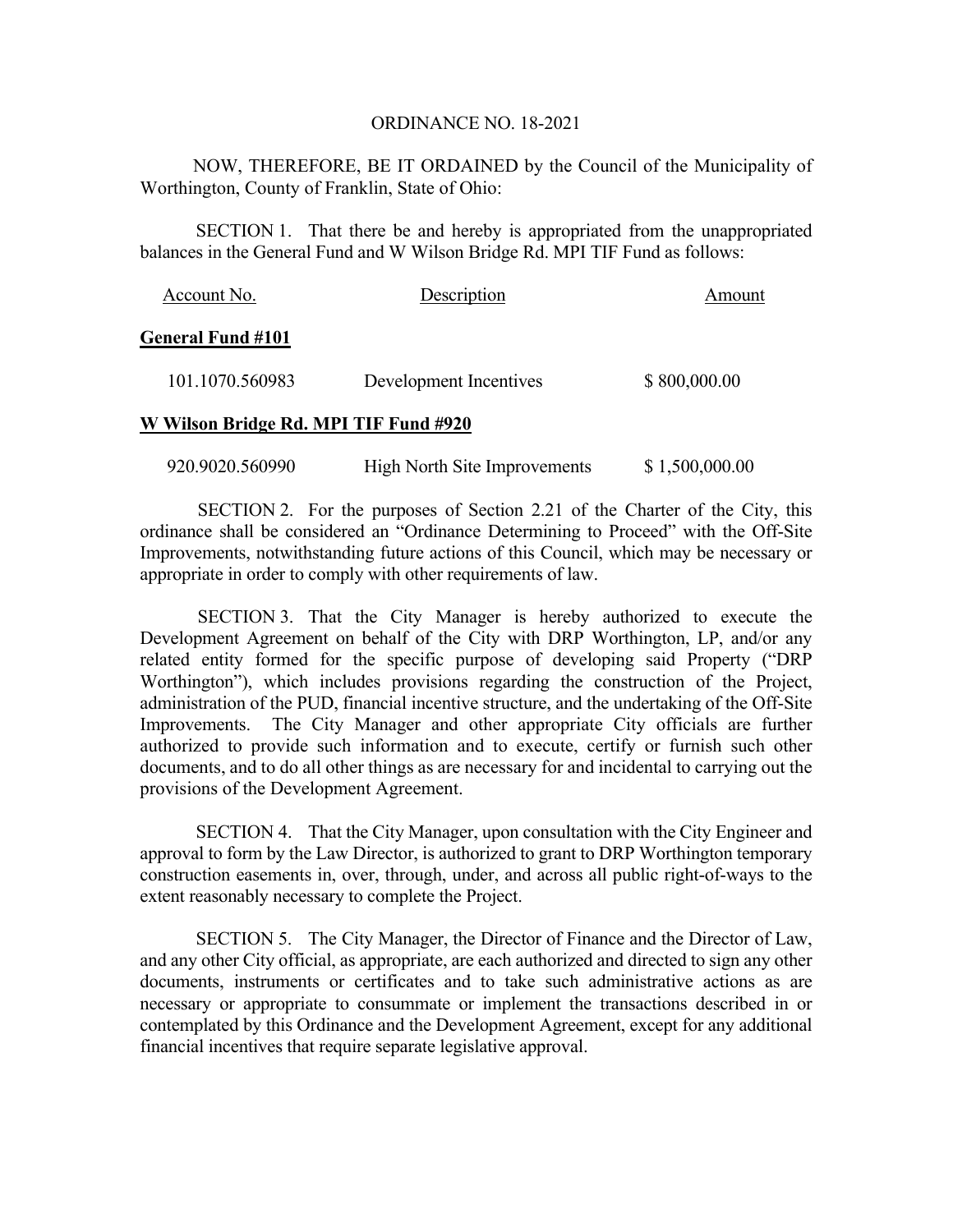ORDINANCE NO. 18-2021

NOW, THEREFORE, BE IT ORDAINED by the Council of the Municipality of Worthington, County of Franklin, State of Ohio:

SECTION 1. That there be and hereby is appropriated from the unappropriated balances in the General Fund and W Wilson Bridge Rd. MPI TIF Fund as follows:

| Account No. | Description | Amount |
|---|---|---|
| **General Fund #101** | | |
| 101.1070.560983 | Development Incentives | $ 800,000.00 |
| **W Wilson Bridge Rd. MPI TIF Fund #920** | | |
| 920.9020.560990 | High North Site Improvements | $ 1,500,000.00 |

SECTION 2. For the purposes of Section 2.21 of the Charter of the City, this ordinance shall be considered an "Ordinance Determining to Proceed" with the Off-Site Improvements, notwithstanding future actions of this Council, which may be necessary or appropriate in order to comply with other requirements of law.

SECTION 3. That the City Manager is hereby authorized to execute the Development Agreement on behalf of the City with DRP Worthington, LP, and/or any related entity formed for the specific purpose of developing said Property ("DRP Worthington"), which includes provisions regarding the construction of the Project, administration of the PUD, financial incentive structure, and the undertaking of the Off-Site Improvements. The City Manager and other appropriate City officials are further authorized to provide such information and to execute, certify or furnish such other documents, and to do all other things as are necessary for and incidental to carrying out the provisions of the Development Agreement.

SECTION 4. That the City Manager, upon consultation with the City Engineer and approval to form by the Law Director, is authorized to grant to DRP Worthington temporary construction easements in, over, through, under, and across all public right-of-ways to the extent reasonably necessary to complete the Project.

SECTION 5. The City Manager, the Director of Finance and the Director of Law, and any other City official, as appropriate, are each authorized and directed to sign any other documents, instruments or certificates and to take such administrative actions as are necessary or appropriate to consummate or implement the transactions described in or contemplated by this Ordinance and the Development Agreement, except for any additional financial incentives that require separate legislative approval.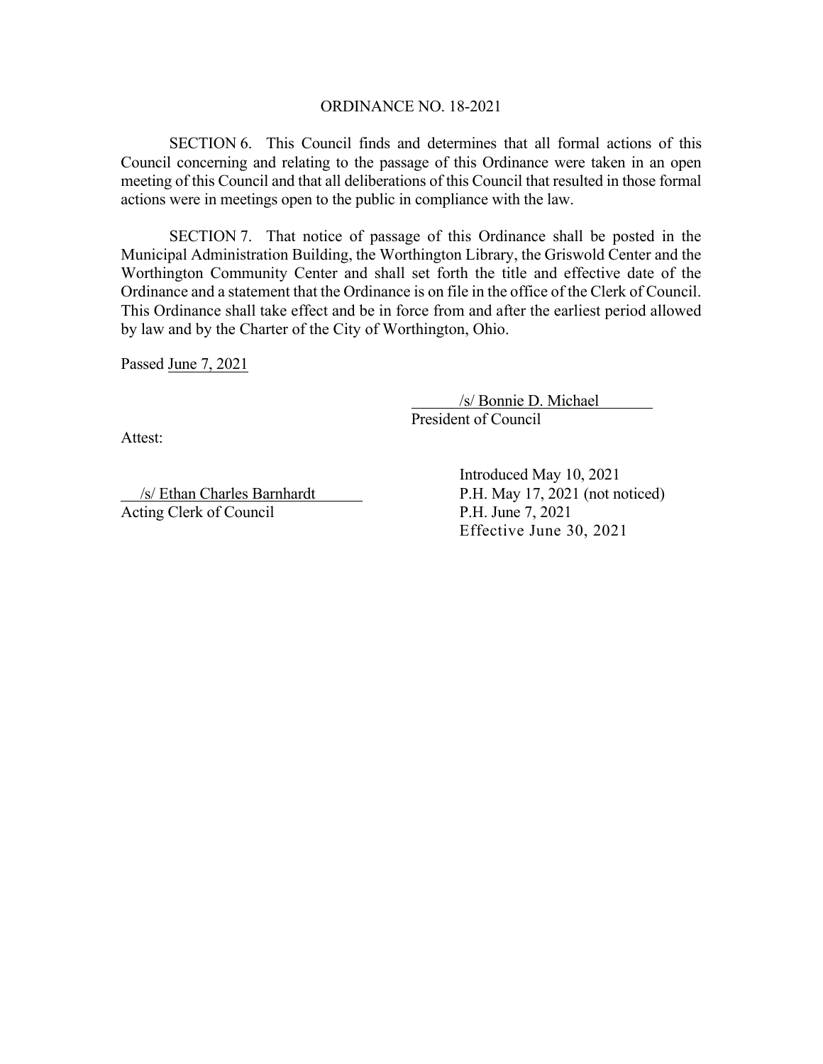ORDINANCE NO. 18-2021

SECTION 6. This Council finds and determines that all formal actions of this Council concerning and relating to the passage of this Ordinance were taken in an open meeting of this Council and that all deliberations of this Council that resulted in those formal actions were in meetings open to the public in compliance with the law.

SECTION 7. That notice of passage of this Ordinance shall be posted in the Municipal Administration Building, the Worthington Library, the Griswold Center and the Worthington Community Center and shall set forth the title and effective date of the Ordinance and a statement that the Ordinance is on file in the office of the Clerk of Council. This Ordinance shall take effect and be in force from and after the earliest period allowed by law and by the Charter of the City of Worthington, Ohio.

Passed June 7, 2021

/s/ Bonnie D. Michael
President of Council

Attest:

/s/ Ethan Charles Barnhardt
Acting Clerk of Council

Introduced May 10, 2021
P.H. May 17, 2021 (not noticed)
P.H. June 7, 2021
Effective June 30, 2021